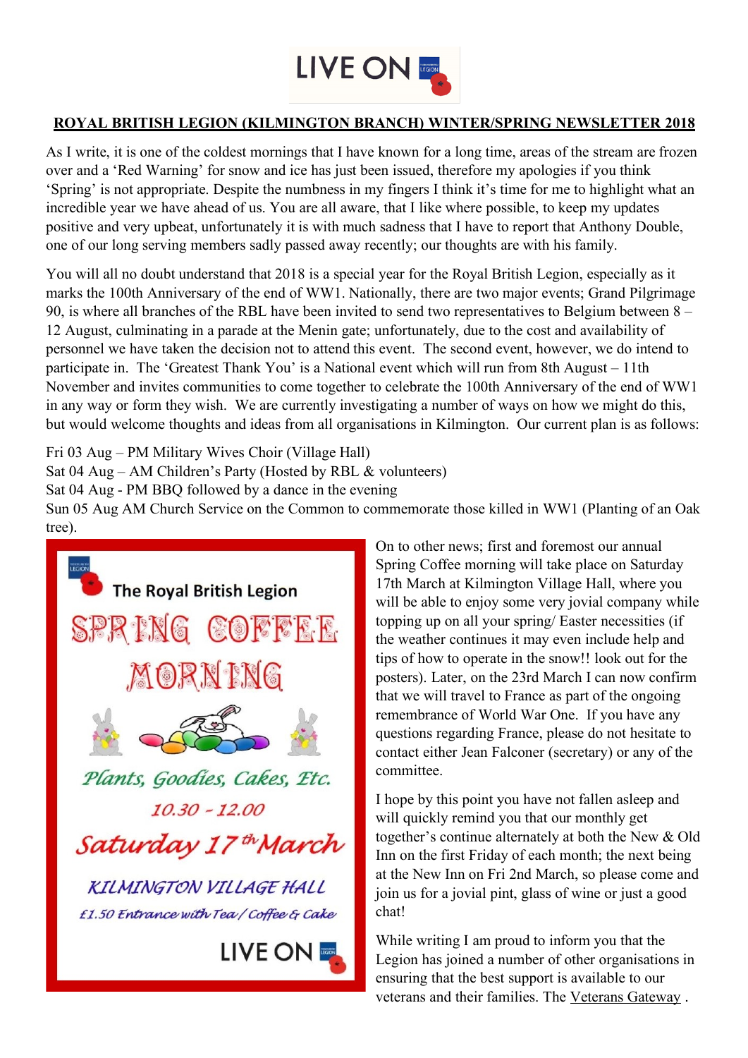LIVE ON

## ROYAL BRITISH LEGION (KILMINGTON BRANCH) WINTER/SPRING NEWSLETTER 2018

As I write, it is one of the coldest mornings that I have known for a long time, areas of the stream are frozen over and a 'Red Warning' for snow and ice has just been issued, therefore my apologies if you think 'Spring' is not appropriate. Despite the numbness in my fingers I think it's time for me to highlight what an incredible year we have ahead of us. You are all aware, that I like where possible, to keep my updates positive and very upbeat, unfortunately it is with much sadness that I have to report that Anthony Double, one of our long serving members sadly passed away recently; our thoughts are with his family.

You will all no doubt understand that 2018 is a special year for the Royal British Legion, especially as it marks the 100th Anniversary of the end of WW1. Nationally, there are two major events; Grand Pilgrimage 90, is where all branches of the RBL have been invited to send two representatives to Belgium between 8 – 12 August, culminating in a parade at the Menin gate; unfortunately, due to the cost and availability of personnel we have taken the decision not to attend this event. The second event, however, we do intend to participate in. The 'Greatest Thank You' is a National event which will run from 8th August – 11th November and invites communities to come together to celebrate the 100th Anniversary of the end of WW1 in any way or form they wish. We are currently investigating a number of ways on how we might do this, but would welcome thoughts and ideas from all organisations in Kilmington. Our current plan is as follows:

Fri 03 Aug – PM Military Wives Choir (Village Hall)
Sat 04 Aug – AM Children's Party (Hosted by RBL & volunteers)
Sat 04 Aug - PM BBQ followed by a dance in the evening
Sun 05 Aug AM Church Service on the Common to commemorate those killed in WW1 (Planting of an Oak tree).

The Royal British Legion

**SPRING COFFEE MORNING**

*Plants, Goodies, Cakes, Etc.*

*10.30 - 12.00*

*Saturday 17th March*

*KILMINGTON VILLAGE HALL*

*£1.50 Entrance with Tea / Coffee & Cake*

LIVE ON

On to other news; first and foremost our annual Spring Coffee morning will take place on Saturday 17th March at Kilmington Village Hall, where you will be able to enjoy some very jovial company while topping up on all your spring/ Easter necessities (if the weather continues it may even include help and tips of how to operate in the snow!! look out for the posters). Later, on the 23rd March I can now confirm that we will travel to France as part of the ongoing remembrance of World War One. If you have any questions regarding France, please do not hesitate to contact either Jean Falconer (secretary) or any of the committee.

I hope by this point you have not fallen asleep and will quickly remind you that our monthly get together's continue alternately at both the New & Old Inn on the first Friday of each month; the next being at the New Inn on Fri 2nd March, so please come and join us for a jovial pint, glass of wine or just a good chat!

While writing I am proud to inform you that the Legion has joined a number of other organisations in ensuring that the best support is available to our veterans and their families. The Veterans Gateway .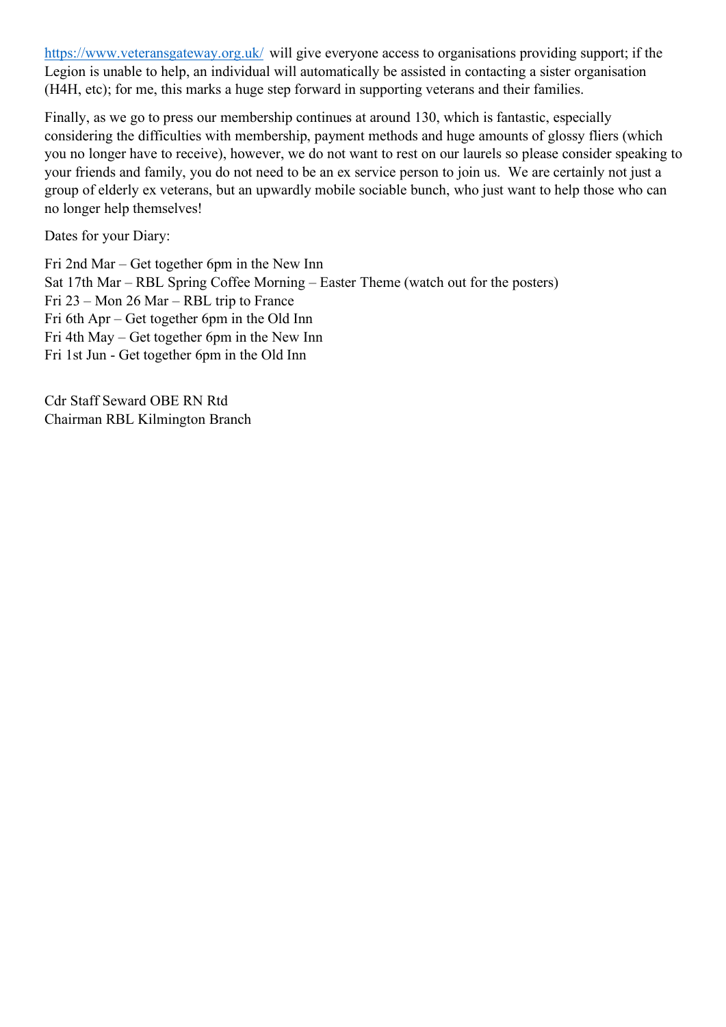https://www.veteransgateway.org.uk/ will give everyone access to organisations providing support; if the Legion is unable to help, an individual will automatically be assisted in contacting a sister organisation (H4H, etc); for me, this marks a huge step forward in supporting veterans and their families.

Finally, as we go to press our membership continues at around 130, which is fantastic, especially considering the difficulties with membership, payment methods and huge amounts of glossy fliers (which you no longer have to receive), however, we do not want to rest on our laurels so please consider speaking to your friends and family, you do not need to be an ex service person to join us. We are certainly not just a group of elderly ex veterans, but an upwardly mobile sociable bunch, who just want to help those who can no longer help themselves!

Dates for your Diary:

Fri 2nd Mar – Get together 6pm in the New Inn
Sat 17th Mar – RBL Spring Coffee Morning – Easter Theme (watch out for the posters)
Fri 23 – Mon 26 Mar – RBL trip to France
Fri 6th Apr – Get together 6pm in the Old Inn
Fri 4th May – Get together 6pm in the New Inn
Fri 1st Jun - Get together 6pm in the Old Inn

Cdr Staff Seward OBE RN Rtd
Chairman RBL Kilmington Branch